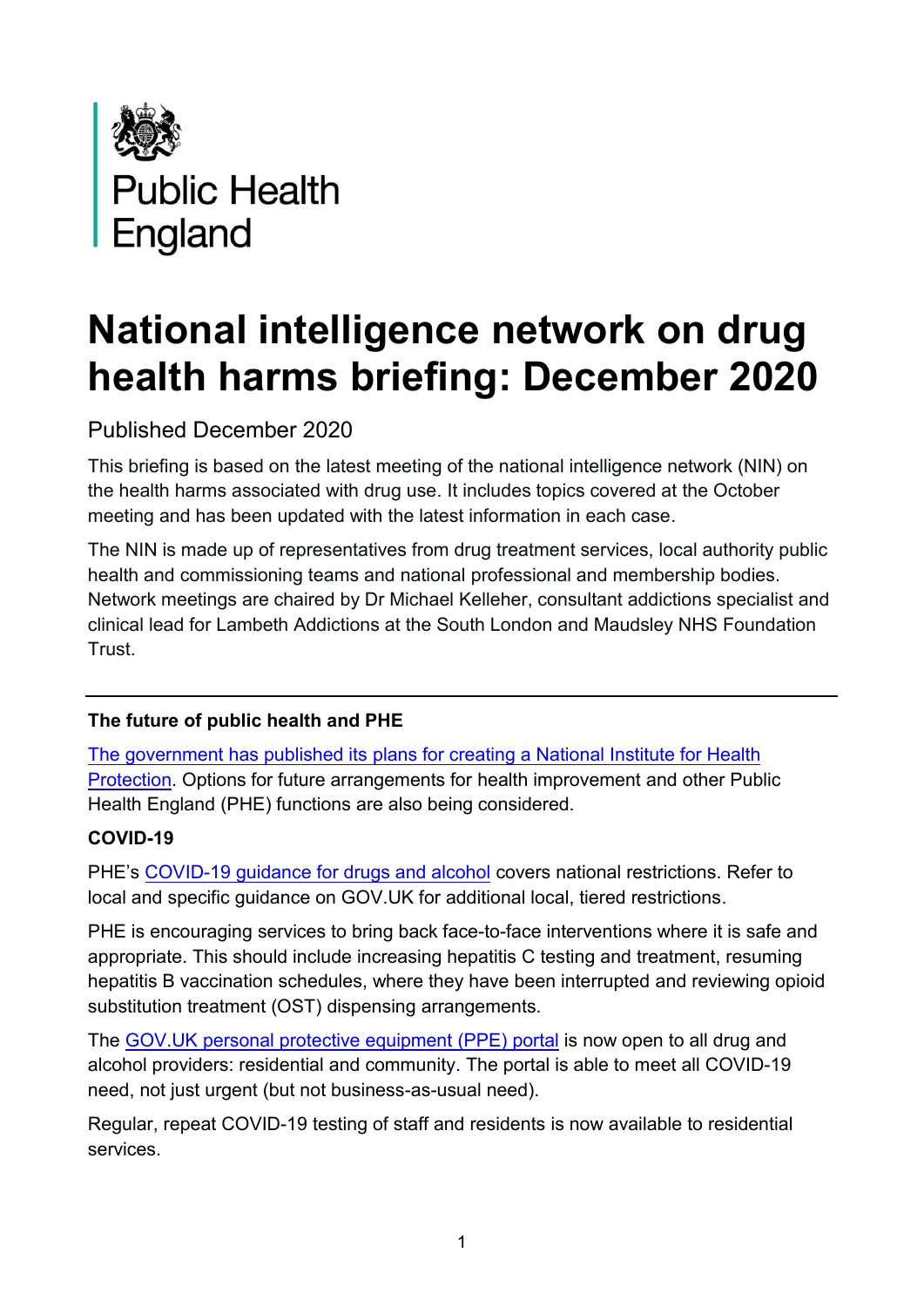Public Health England

# National intelligence network on drug health harms briefing: December 2020

Published December 2020

This briefing is based on the latest meeting of the national intelligence network (NIN) on the health harms associated with drug use. It includes topics covered at the October meeting and has been updated with the latest information in each case.

The NIN is made up of representatives from drug treatment services, local authority public health and commissioning teams and national professional and membership bodies. Network meetings are chaired by Dr Michael Kelleher, consultant addictions specialist and clinical lead for Lambeth Addictions at the South London and Maudsley NHS Foundation Trust.

---

### The future of public health and PHE

The government has published its plans for creating a National Institute for Health Protection. Options for future arrangements for health improvement and other Public Health England (PHE) functions are also being considered.

### COVID-19

PHE's COVID-19 guidance for drugs and alcohol covers national restrictions. Refer to local and specific guidance on GOV.UK for additional local, tiered restrictions.

PHE is encouraging services to bring back face-to-face interventions where it is safe and appropriate. This should include increasing hepatitis C testing and treatment, resuming hepatitis B vaccination schedules, where they have been interrupted and reviewing opioid substitution treatment (OST) dispensing arrangements.

The GOV.UK personal protective equipment (PPE) portal is now open to all drug and alcohol providers: residential and community. The portal is able to meet all COVID-19 need, not just urgent (but not business-as-usual need).

Regular, repeat COVID-19 testing of staff and residents is now available to residential services.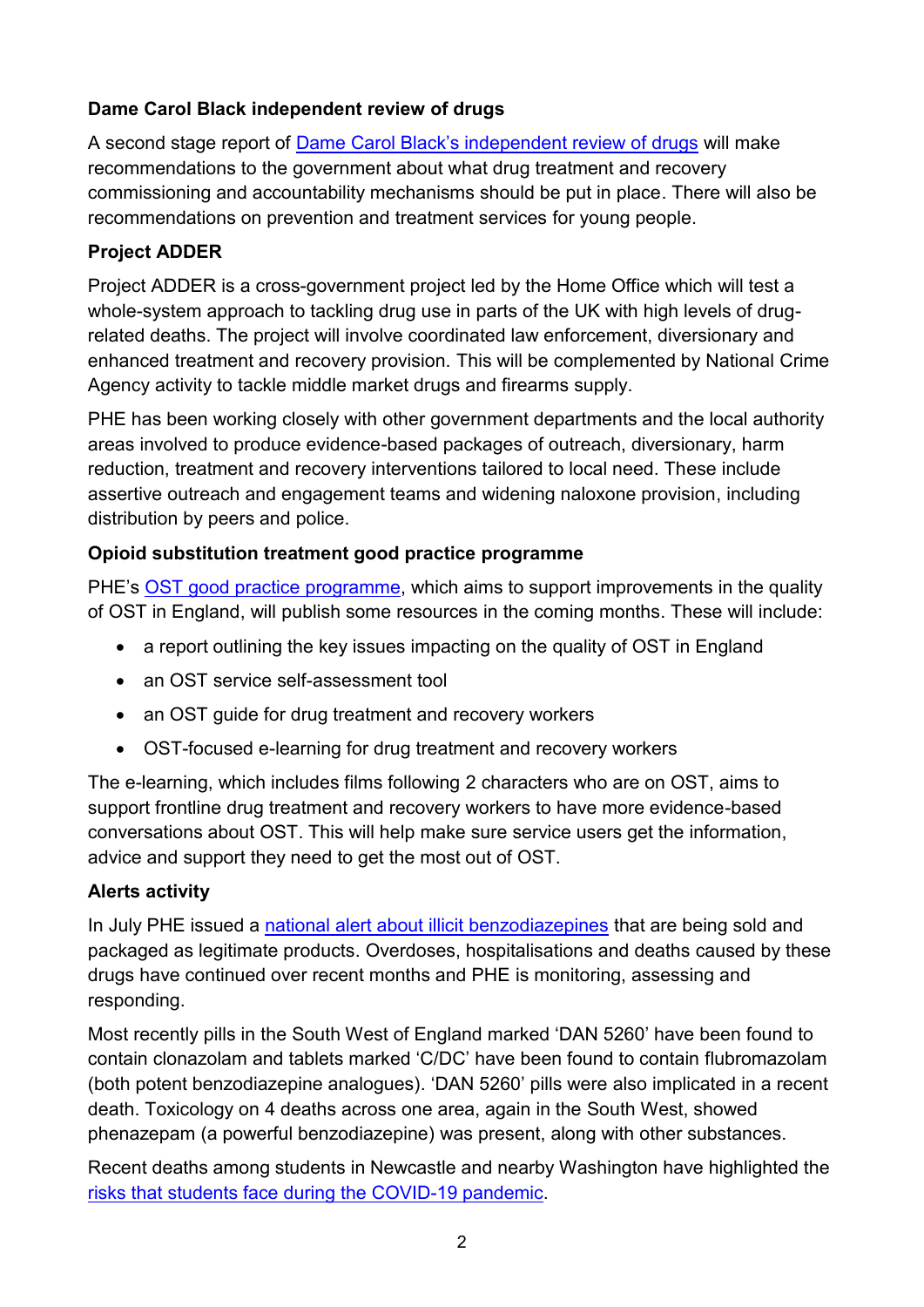### Dame Carol Black independent review of drugs

A second stage report of [Dame Carol Black's independent review of drugs]() will make recommendations to the government about what drug treatment and recovery commissioning and accountability mechanisms should be put in place. There will also be recommendations on prevention and treatment services for young people.

### Project ADDER

Project ADDER is a cross-government project led by the Home Office which will test a whole-system approach to tackling drug use in parts of the UK with high levels of drug-related deaths. The project will involve coordinated law enforcement, diversionary and enhanced treatment and recovery provision. This will be complemented by National Crime Agency activity to tackle middle market drugs and firearms supply.

PHE has been working closely with other government departments and the local authority areas involved to produce evidence-based packages of outreach, diversionary, harm reduction, treatment and recovery interventions tailored to local need. These include assertive outreach and engagement teams and widening naloxone provision, including distribution by peers and police.

### Opioid substitution treatment good practice programme

PHE's [OST good practice programme](), which aims to support improvements in the quality of OST in England, will publish some resources in the coming months. These will include:

- a report outlining the key issues impacting on the quality of OST in England
- an OST service self-assessment tool
- an OST guide for drug treatment and recovery workers
- OST-focused e-learning for drug treatment and recovery workers

The e-learning, which includes films following 2 characters who are on OST, aims to support frontline drug treatment and recovery workers to have more evidence-based conversations about OST. This will help make sure service users get the information, advice and support they need to get the most out of OST.

### Alerts activity

In July PHE issued a [national alert about illicit benzodiazepines]() that are being sold and packaged as legitimate products. Overdoses, hospitalisations and deaths caused by these drugs have continued over recent months and PHE is monitoring, assessing and responding.

Most recently pills in the South West of England marked 'DAN 5260' have been found to contain clonazolam and tablets marked 'C/DC' have been found to contain flubromazolam (both potent benzodiazepine analogues). 'DAN 5260' pills were also implicated in a recent death. Toxicology on 4 deaths across one area, again in the South West, showed phenazepam (a powerful benzodiazepine) was present, along with other substances.

Recent deaths among students in Newcastle and nearby Washington have highlighted the [risks that students face during the COVID-19 pandemic]().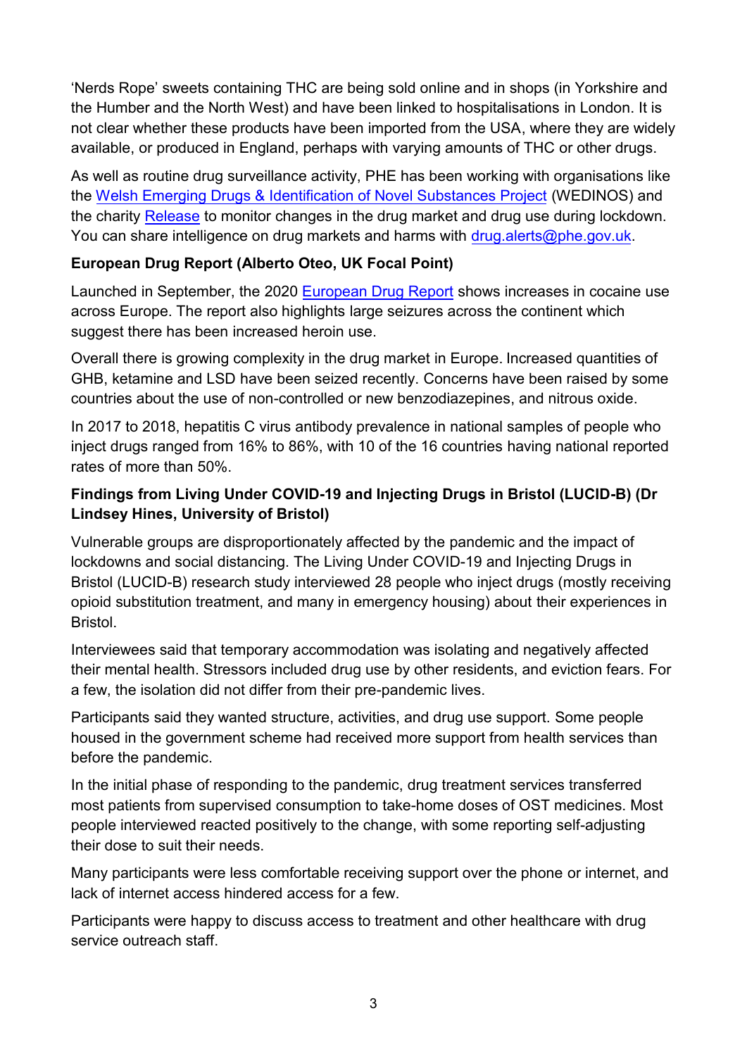'Nerds Rope' sweets containing THC are being sold online and in shops (in Yorkshire and the Humber and the North West) and have been linked to hospitalisations in London. It is not clear whether these products have been imported from the USA, where they are widely available, or produced in England, perhaps with varying amounts of THC or other drugs.

As well as routine drug surveillance activity, PHE has been working with organisations like the Welsh Emerging Drugs & Identification of Novel Substances Project (WEDINOS) and the charity Release to monitor changes in the drug market and drug use during lockdown. You can share intelligence on drug markets and harms with drug.alerts@phe.gov.uk.

**European Drug Report (Alberto Oteo, UK Focal Point)**

Launched in September, the 2020 European Drug Report shows increases in cocaine use across Europe. The report also highlights large seizures across the continent which suggest there has been increased heroin use.

Overall there is growing complexity in the drug market in Europe. Increased quantities of GHB, ketamine and LSD have been seized recently. Concerns have been raised by some countries about the use of non-controlled or new benzodiazepines, and nitrous oxide.

In 2017 to 2018, hepatitis C virus antibody prevalence in national samples of people who inject drugs ranged from 16% to 86%, with 10 of the 16 countries having national reported rates of more than 50%.

**Findings from Living Under COVID-19 and Injecting Drugs in Bristol (LUCID-B) (Dr Lindsey Hines, University of Bristol)**

Vulnerable groups are disproportionately affected by the pandemic and the impact of lockdowns and social distancing. The Living Under COVID-19 and Injecting Drugs in Bristol (LUCID-B) research study interviewed 28 people who inject drugs (mostly receiving opioid substitution treatment, and many in emergency housing) about their experiences in Bristol.

Interviewees said that temporary accommodation was isolating and negatively affected their mental health. Stressors included drug use by other residents, and eviction fears. For a few, the isolation did not differ from their pre-pandemic lives.

Participants said they wanted structure, activities, and drug use support. Some people housed in the government scheme had received more support from health services than before the pandemic.

In the initial phase of responding to the pandemic, drug treatment services transferred most patients from supervised consumption to take-home doses of OST medicines. Most people interviewed reacted positively to the change, with some reporting self-adjusting their dose to suit their needs.

Many participants were less comfortable receiving support over the phone or internet, and lack of internet access hindered access for a few.

Participants were happy to discuss access to treatment and other healthcare with drug service outreach staff.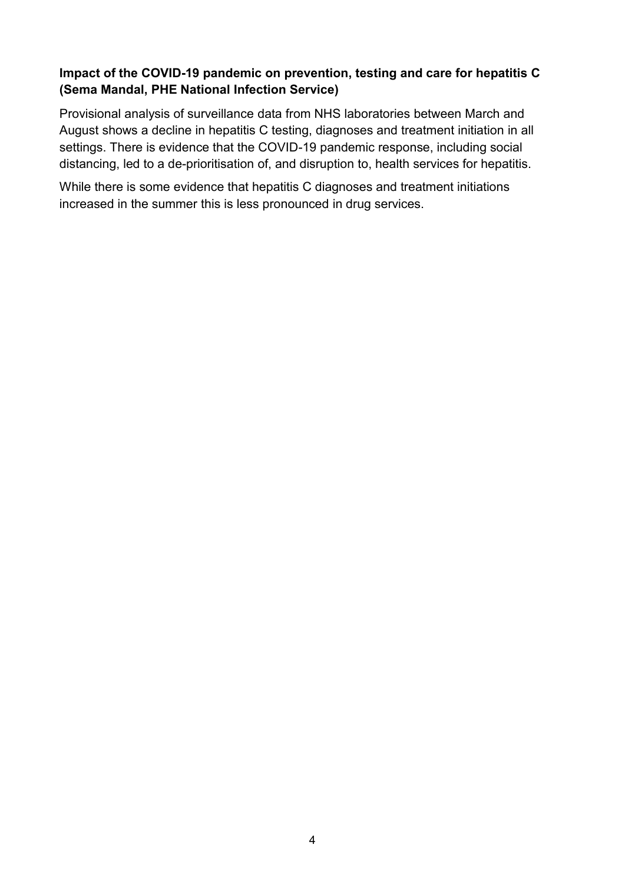**Impact of the COVID-19 pandemic on prevention, testing and care for hepatitis C (Sema Mandal, PHE National Infection Service)**

Provisional analysis of surveillance data from NHS laboratories between March and August shows a decline in hepatitis C testing, diagnoses and treatment initiation in all settings. There is evidence that the COVID-19 pandemic response, including social distancing, led to a de-prioritisation of, and disruption to, health services for hepatitis.

While there is some evidence that hepatitis C diagnoses and treatment initiations increased in the summer this is less pronounced in drug services.